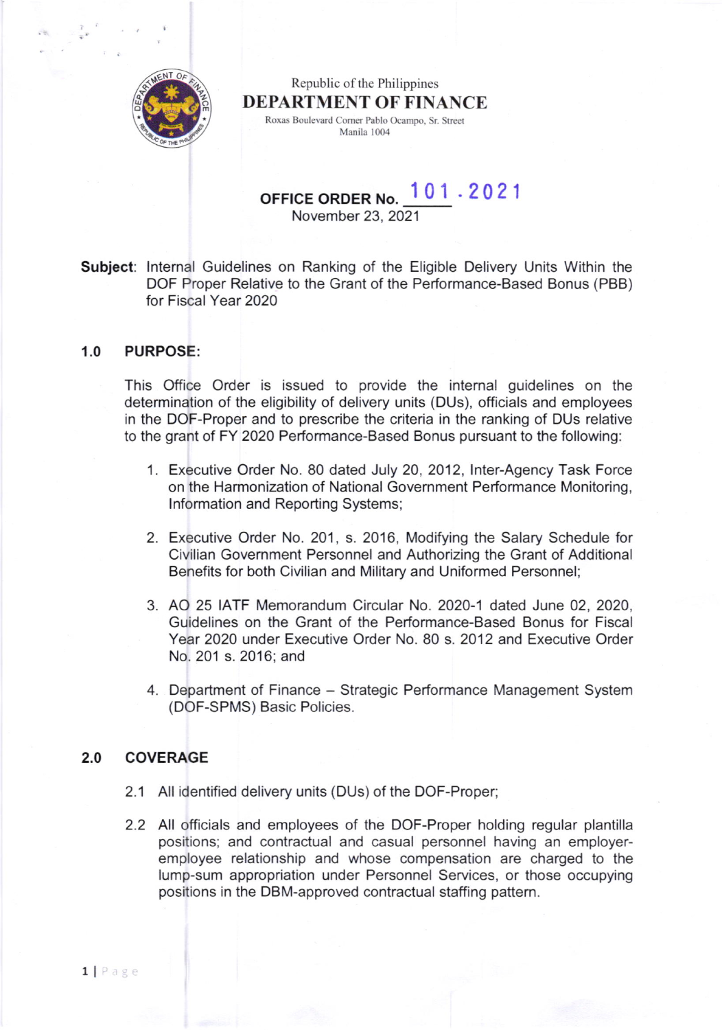Republic of the Philippines

**DEPARTMENT OF FINANCE**

Roxas Boulevard Corner Pablo Ocampo, Sr. Street
Manila 1004

**OFFICE ORDER No. 101 . 2021**
November 23, 2021

**Subject**: Internal Guidelines on Ranking of the Eligible Delivery Units Within the DOF Proper Relative to the Grant of the Performance-Based Bonus (PBB) for Fiscal Year 2020

## 1.0 PURPOSE:

This Office Order is issued to provide the internal guidelines on the determination of the eligibility of delivery units (DUs), officials and employees in the DOF-Proper and to prescribe the criteria in the ranking of DUs relative to the grant of FY 2020 Performance-Based Bonus pursuant to the following:

1. Executive Order No. 80 dated July 20, 2012, Inter-Agency Task Force on the Harmonization of National Government Performance Monitoring, Information and Reporting Systems;
2. Executive Order No. 201, s. 2016, Modifying the Salary Schedule for Civilian Government Personnel and Authorizing the Grant of Additional Benefits for both Civilian and Military and Uniformed Personnel;
3. AO 25 IATF Memorandum Circular No. 2020-1 dated June 02, 2020, Guidelines on the Grant of the Performance-Based Bonus for Fiscal Year 2020 under Executive Order No. 80 s. 2012 and Executive Order No. 201 s. 2016; and
4. Department of Finance – Strategic Performance Management System (DOF-SPMS) Basic Policies.

## 2.0 COVERAGE

2.1 All identified delivery units (DUs) of the DOF-Proper;

2.2 All officials and employees of the DOF-Proper holding regular plantilla positions; and contractual and casual personnel having an employer-employee relationship and whose compensation are charged to the lump-sum appropriation under Personnel Services, or those occupying positions in the DBM-approved contractual staffing pattern.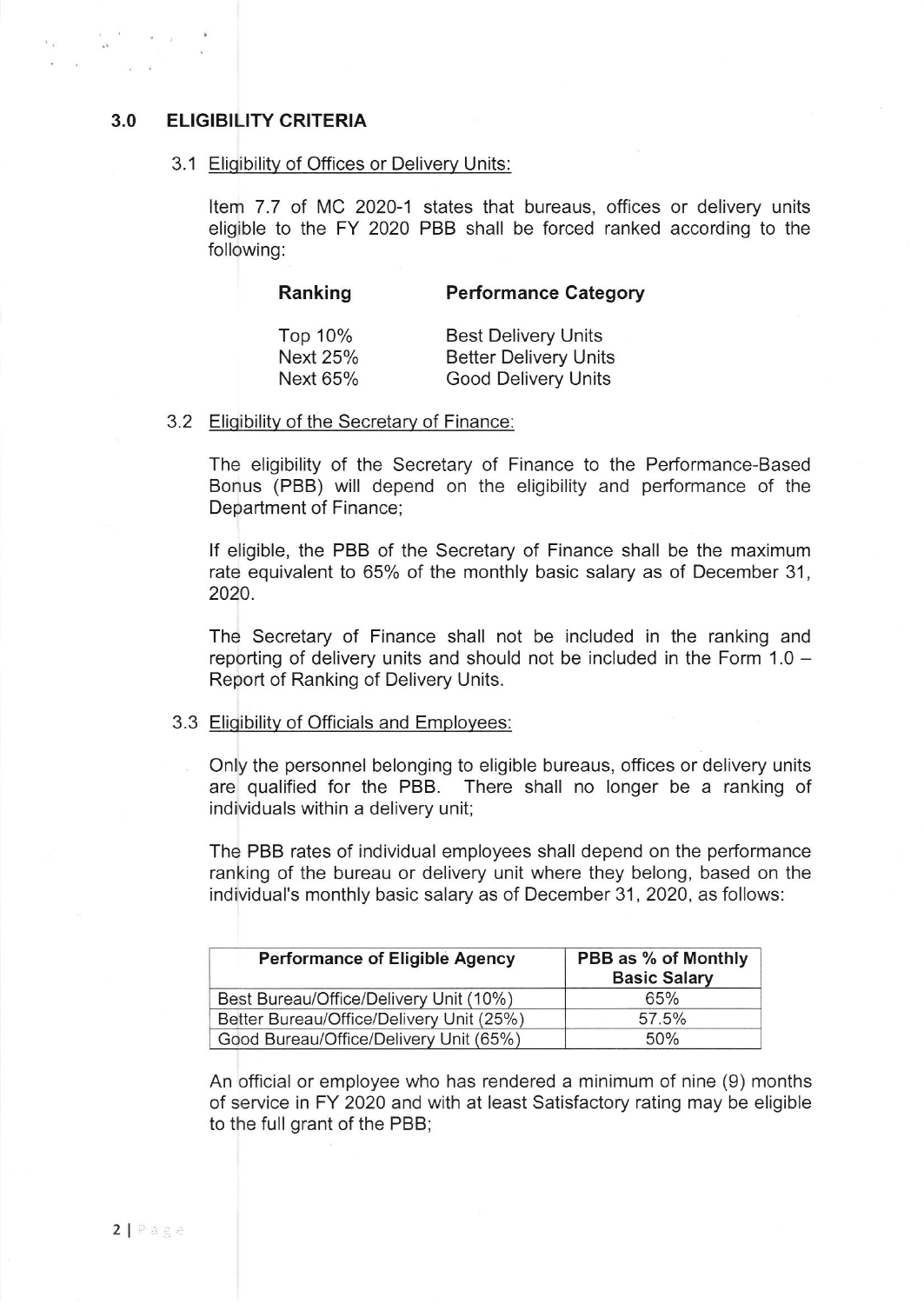## 3.0 ELIGIBILITY CRITERIA

3.1 Eligibility of Offices or Delivery Units:

Item 7.7 of MC 2020-1 states that bureaus, offices or delivery units eligible to the FY 2020 PBB shall be forced ranked according to the following:

| Ranking | Performance Category |
|---|---|
| Top 10% | Best Delivery Units |
| Next 25% | Better Delivery Units |
| Next 65% | Good Delivery Units |

3.2 Eligibility of the Secretary of Finance:

The eligibility of the Secretary of Finance to the Performance-Based Bonus (PBB) will depend on the eligibility and performance of the Department of Finance;

If eligible, the PBB of the Secretary of Finance shall be the maximum rate equivalent to 65% of the monthly basic salary as of December 31, 2020.

The Secretary of Finance shall not be included in the ranking and reporting of delivery units and should not be included in the Form 1.0 – Report of Ranking of Delivery Units.

3.3 Eligibility of Officials and Employees:

Only the personnel belonging to eligible bureaus, offices or delivery units are qualified for the PBB. There shall no longer be a ranking of individuals within a delivery unit;

The PBB rates of individual employees shall depend on the performance ranking of the bureau or delivery unit where they belong, based on the individual's monthly basic salary as of December 31, 2020, as follows:

| Performance of Eligible Agency | PBB as % of Monthly Basic Salary |
|---|---|
| Best Bureau/Office/Delivery Unit (10%) | 65% |
| Better Bureau/Office/Delivery Unit (25%) | 57.5% |
| Good Bureau/Office/Delivery Unit (65%) | 50% |

An official or employee who has rendered a minimum of nine (9) months of service in FY 2020 and with at least Satisfactory rating may be eligible to the full grant of the PBB;